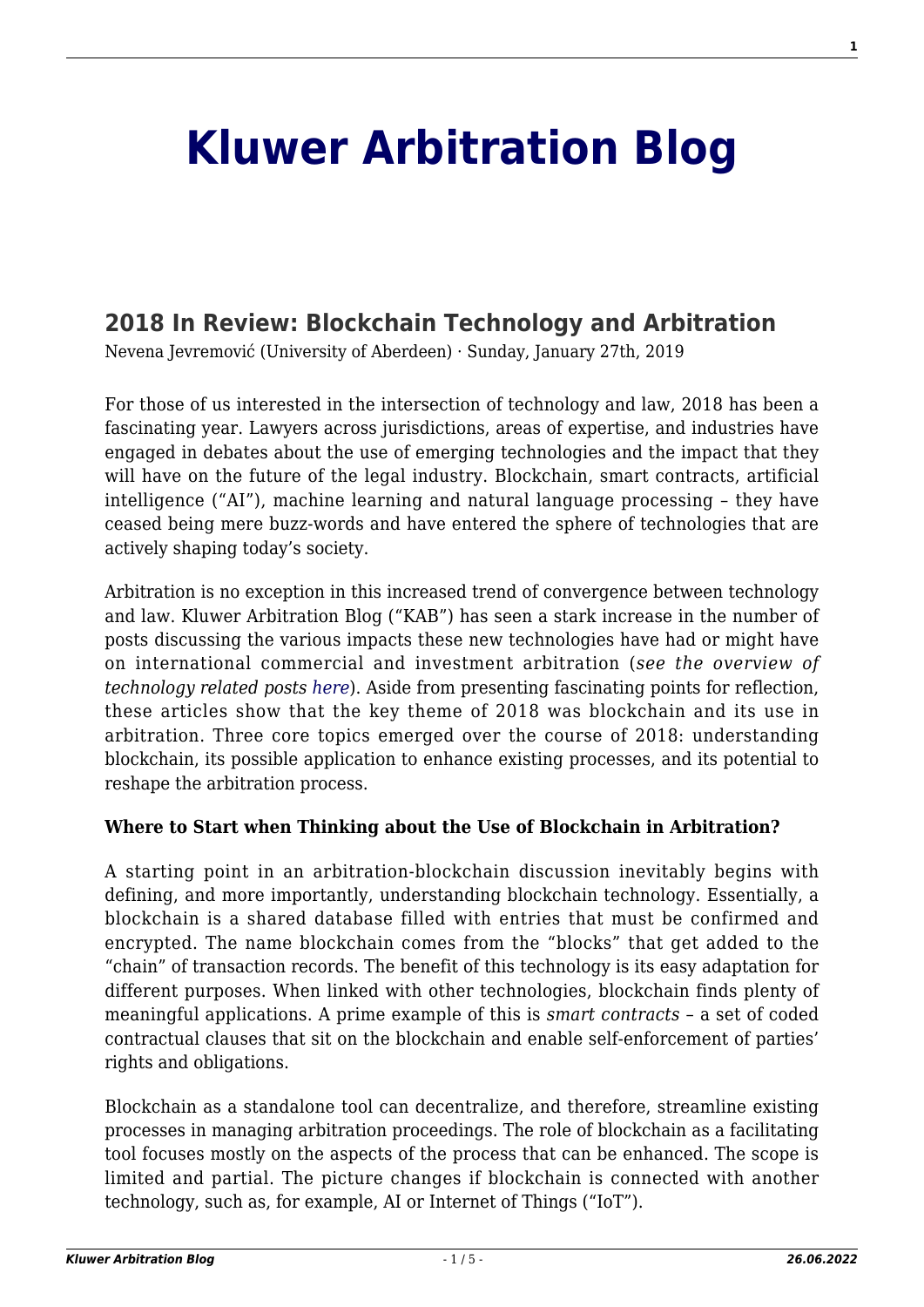# Kluwer Arbitration Blog

## 2018 In Review: Blockchain Technology and Arbitration

Nevena Jevremović (University of Aberdeen) · Sunday, January 27th, 2019

For those of us interested in the intersection of technology and law, 2018 has been a fascinating year. Lawyers across jurisdictions, areas of expertise, and industries have engaged in debates about the use of emerging technologies and the impact that they will have on the future of the legal industry. Blockchain, smart contracts, artificial intelligence ("AI"), machine learning and natural language processing – they have ceased being mere buzz-words and have entered the sphere of technologies that are actively shaping today's society.

Arbitration is no exception in this increased trend of convergence between technology and law. Kluwer Arbitration Blog ("KAB") has seen a stark increase in the number of posts discussing the various impacts these new technologies have had or might have on international commercial and investment arbitration (*see the overview of technology related posts here*). Aside from presenting fascinating points for reflection, these articles show that the key theme of 2018 was blockchain and its use in arbitration. Three core topics emerged over the course of 2018: understanding blockchain, its possible application to enhance existing processes, and its potential to reshape the arbitration process.

**Where to Start when Thinking about the Use of Blockchain in Arbitration?**

A starting point in an arbitration-blockchain discussion inevitably begins with defining, and more importantly, understanding blockchain technology. Essentially, a blockchain is a shared database filled with entries that must be confirmed and encrypted. The name blockchain comes from the "blocks" that get added to the "chain" of transaction records. The benefit of this technology is its easy adaptation for different purposes. When linked with other technologies, blockchain finds plenty of meaningful applications. A prime example of this is *smart contracts* – a set of coded contractual clauses that sit on the blockchain and enable self-enforcement of parties' rights and obligations.

Blockchain as a standalone tool can decentralize, and therefore, streamline existing processes in managing arbitration proceedings. The role of blockchain as a facilitating tool focuses mostly on the aspects of the process that can be enhanced. The scope is limited and partial. The picture changes if blockchain is connected with another technology, such as, for example, AI or Internet of Things ("IoT").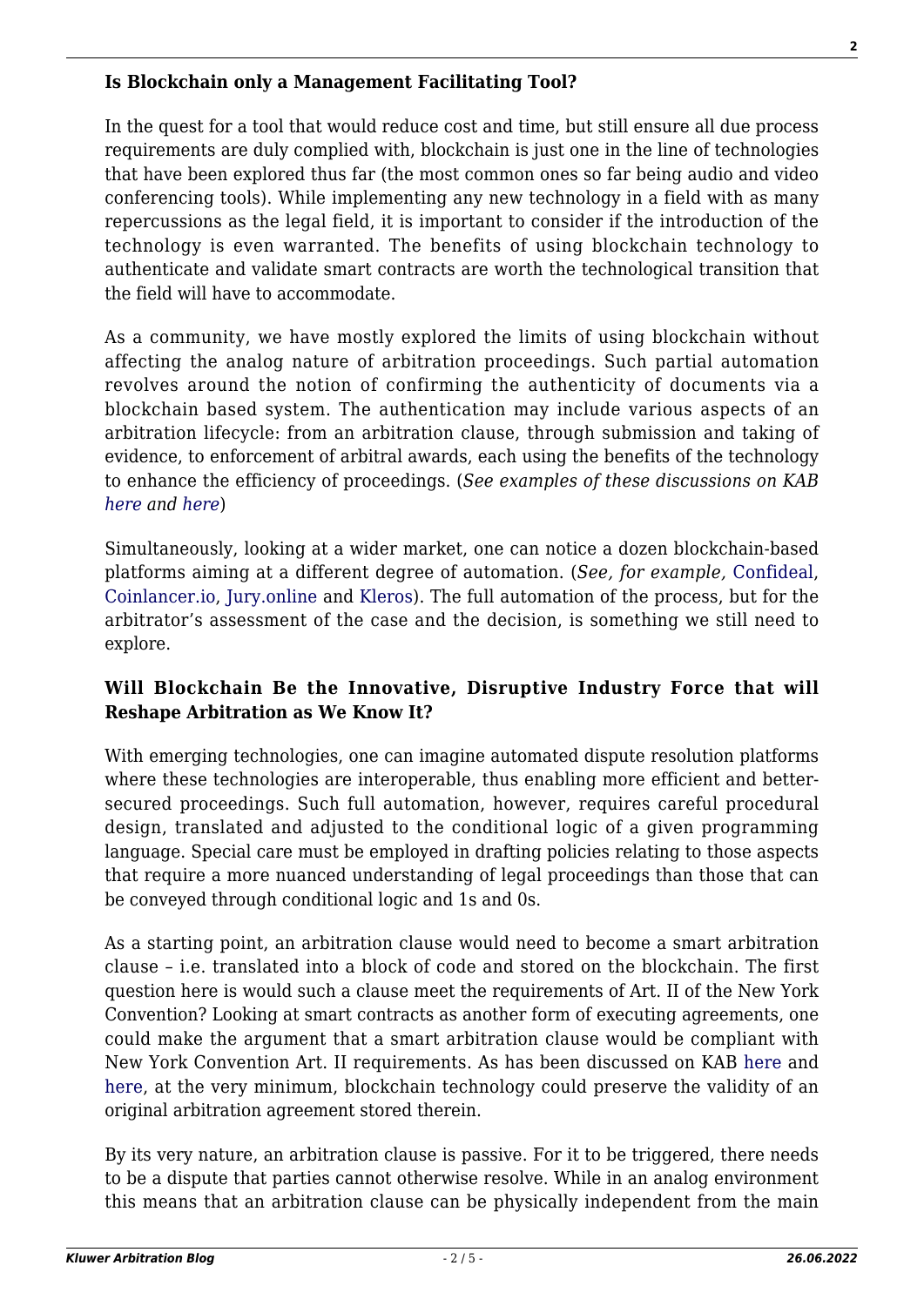### Is Blockchain only a Management Facilitating Tool?

In the quest for a tool that would reduce cost and time, but still ensure all due process requirements are duly complied with, blockchain is just one in the line of technologies that have been explored thus far (the most common ones so far being audio and video conferencing tools). While implementing any new technology in a field with as many repercussions as the legal field, it is important to consider if the introduction of the technology is even warranted. The benefits of using blockchain technology to authenticate and validate smart contracts are worth the technological transition that the field will have to accommodate.

As a community, we have mostly explored the limits of using blockchain without affecting the analog nature of arbitration proceedings. Such partial automation revolves around the notion of confirming the authenticity of documents via a blockchain based system. The authentication may include various aspects of an arbitration lifecycle: from an arbitration clause, through submission and taking of evidence, to enforcement of arbitral awards, each using the benefits of the technology to enhance the efficiency of proceedings. (*See examples of these discussions on KAB here and here*)

Simultaneously, looking at a wider market, one can notice a dozen blockchain-based platforms aiming at a different degree of automation. (*See, for example,* Confideal, Coinlancer.io, Jury.online and Kleros). The full automation of the process, but for the arbitrator's assessment of the case and the decision, is something we still need to explore.

### Will Blockchain Be the Innovative, Disruptive Industry Force that will Reshape Arbitration as We Know It?

With emerging technologies, one can imagine automated dispute resolution platforms where these technologies are interoperable, thus enabling more efficient and better-secured proceedings. Such full automation, however, requires careful procedural design, translated and adjusted to the conditional logic of a given programming language. Special care must be employed in drafting policies relating to those aspects that require a more nuanced understanding of legal proceedings than those that can be conveyed through conditional logic and 1s and 0s.

As a starting point, an arbitration clause would need to become a smart arbitration clause – i.e. translated into a block of code and stored on the blockchain. The first question here is would such a clause meet the requirements of Art. II of the New York Convention? Looking at smart contracts as another form of executing agreements, one could make the argument that a smart arbitration clause would be compliant with New York Convention Art. II requirements. As has been discussed on KAB here and here, at the very minimum, blockchain technology could preserve the validity of an original arbitration agreement stored therein.

By its very nature, an arbitration clause is passive. For it to be triggered, there needs to be a dispute that parties cannot otherwise resolve. While in an analog environment this means that an arbitration clause can be physically independent from the main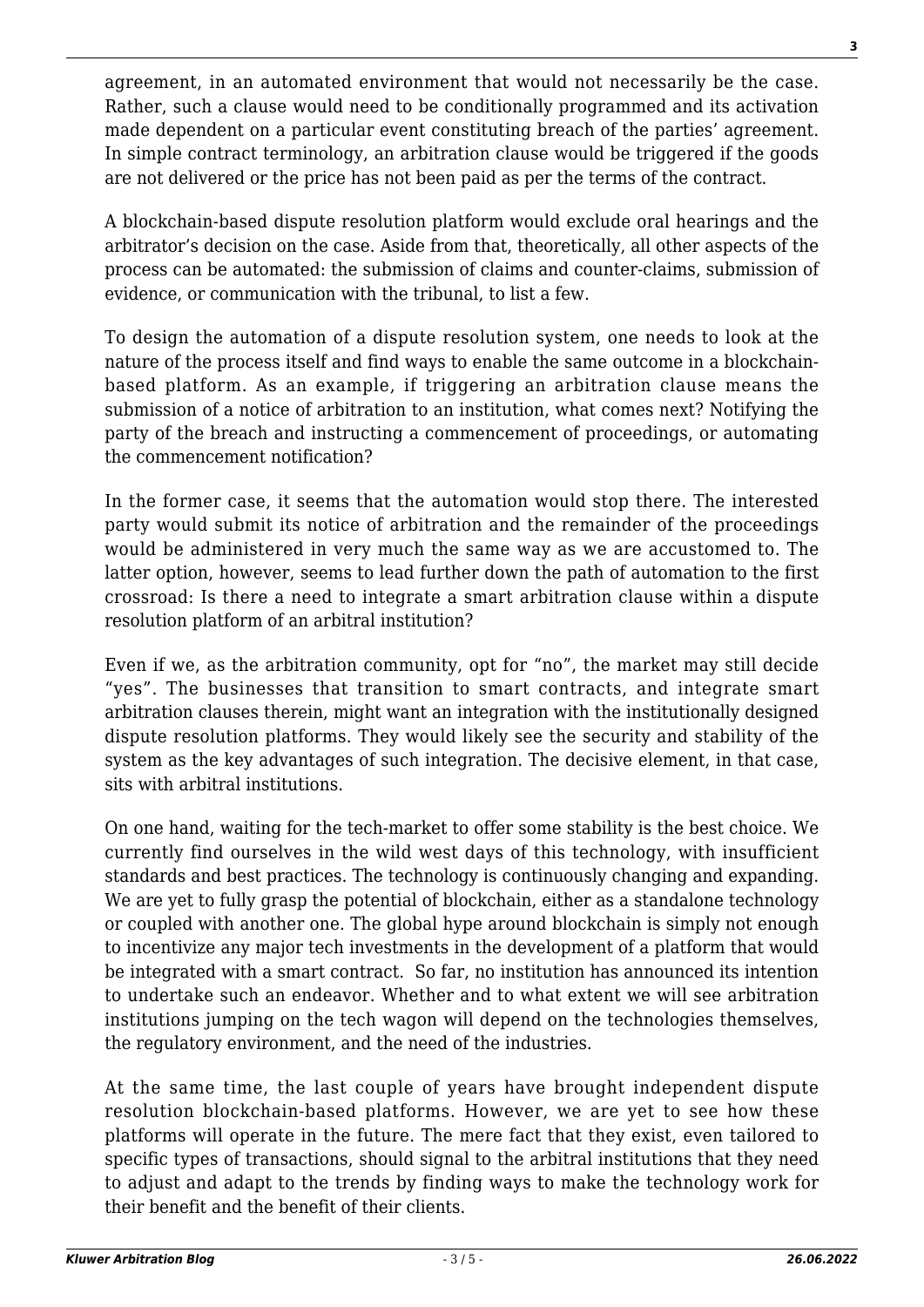agreement, in an automated environment that would not necessarily be the case. Rather, such a clause would need to be conditionally programmed and its activation made dependent on a particular event constituting breach of the parties' agreement. In simple contract terminology, an arbitration clause would be triggered if the goods are not delivered or the price has not been paid as per the terms of the contract.

A blockchain-based dispute resolution platform would exclude oral hearings and the arbitrator's decision on the case. Aside from that, theoretically, all other aspects of the process can be automated: the submission of claims and counter-claims, submission of evidence, or communication with the tribunal, to list a few.

To design the automation of a dispute resolution system, one needs to look at the nature of the process itself and find ways to enable the same outcome in a blockchain-based platform. As an example, if triggering an arbitration clause means the submission of a notice of arbitration to an institution, what comes next? Notifying the party of the breach and instructing a commencement of proceedings, or automating the commencement notification?

In the former case, it seems that the automation would stop there. The interested party would submit its notice of arbitration and the remainder of the proceedings would be administered in very much the same way as we are accustomed to. The latter option, however, seems to lead further down the path of automation to the first crossroad: Is there a need to integrate a smart arbitration clause within a dispute resolution platform of an arbitral institution?

Even if we, as the arbitration community, opt for "no", the market may still decide "yes". The businesses that transition to smart contracts, and integrate smart arbitration clauses therein, might want an integration with the institutionally designed dispute resolution platforms. They would likely see the security and stability of the system as the key advantages of such integration. The decisive element, in that case, sits with arbitral institutions.

On one hand, waiting for the tech-market to offer some stability is the best choice. We currently find ourselves in the wild west days of this technology, with insufficient standards and best practices. The technology is continuously changing and expanding. We are yet to fully grasp the potential of blockchain, either as a standalone technology or coupled with another one. The global hype around blockchain is simply not enough to incentivize any major tech investments in the development of a platform that would be integrated with a smart contract. So far, no institution has announced its intention to undertake such an endeavor. Whether and to what extent we will see arbitration institutions jumping on the tech wagon will depend on the technologies themselves, the regulatory environment, and the need of the industries.

At the same time, the last couple of years have brought independent dispute resolution blockchain-based platforms. However, we are yet to see how these platforms will operate in the future. The mere fact that they exist, even tailored to specific types of transactions, should signal to the arbitral institutions that they need to adjust and adapt to the trends by finding ways to make the technology work for their benefit and the benefit of their clients.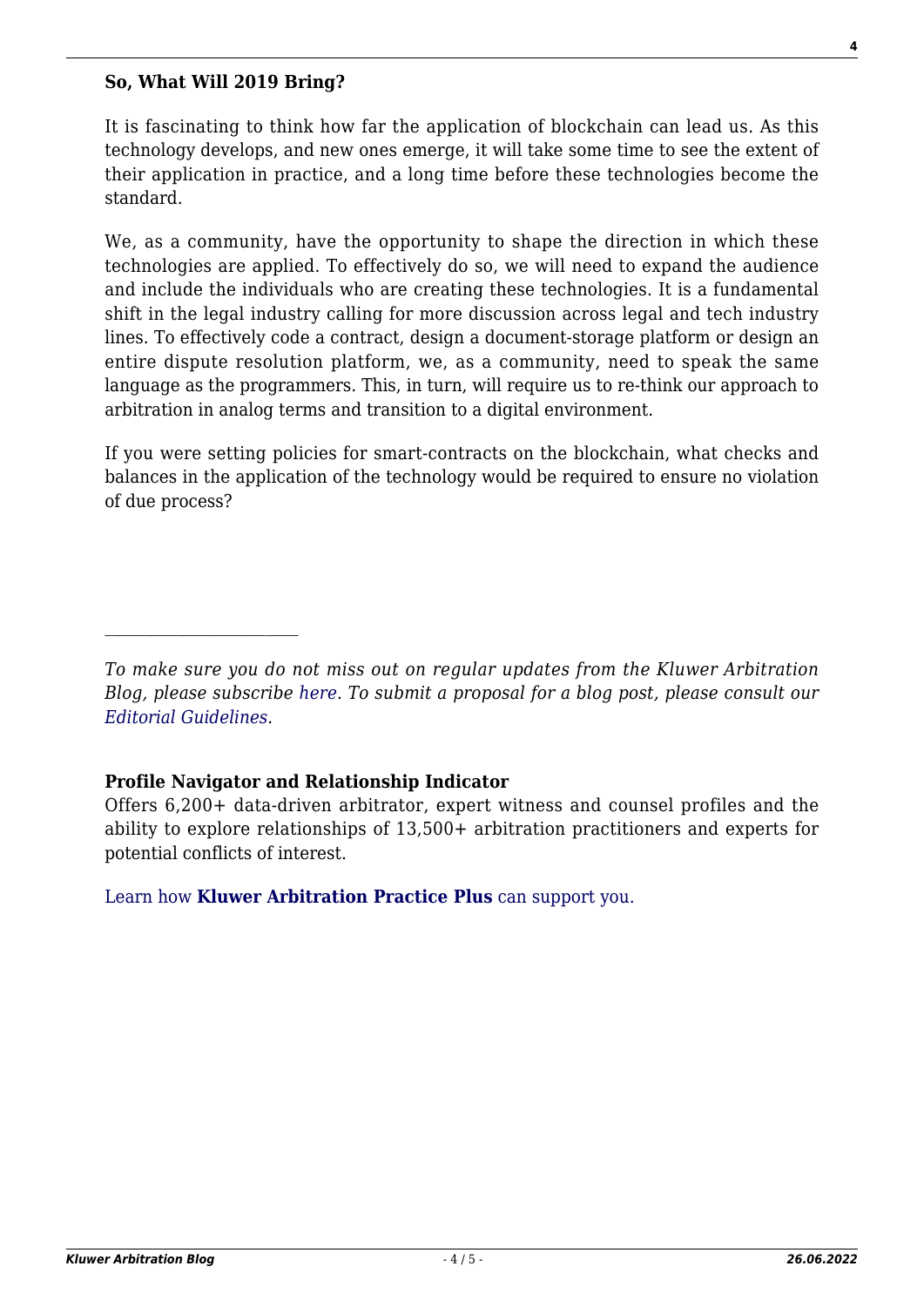**So, What Will 2019 Bring?**

It is fascinating to think how far the application of blockchain can lead us. As this technology develops, and new ones emerge, it will take some time to see the extent of their application in practice, and a long time before these technologies become the standard.

We, as a community, have the opportunity to shape the direction in which these technologies are applied. To effectively do so, we will need to expand the audience and include the individuals who are creating these technologies. It is a fundamental shift in the legal industry calling for more discussion across legal and tech industry lines. To effectively code a contract, design a document-storage platform or design an entire dispute resolution platform, we, as a community, need to speak the same language as the programmers. This, in turn, will require us to re-think our approach to arbitration in analog terms and transition to a digital environment.

If you were setting policies for smart-contracts on the blockchain, what checks and balances in the application of the technology would be required to ensure no violation of due process?

---

*To make sure you do not miss out on regular updates from the Kluwer Arbitration Blog, please subscribe here. To submit a proposal for a blog post, please consult our Editorial Guidelines.*

**Profile Navigator and Relationship Indicator**

Offers 6,200+ data-driven arbitrator, expert witness and counsel profiles and the ability to explore relationships of 13,500+ arbitration practitioners and experts for potential conflicts of interest.

Learn how **Kluwer Arbitration Practice Plus** can support you.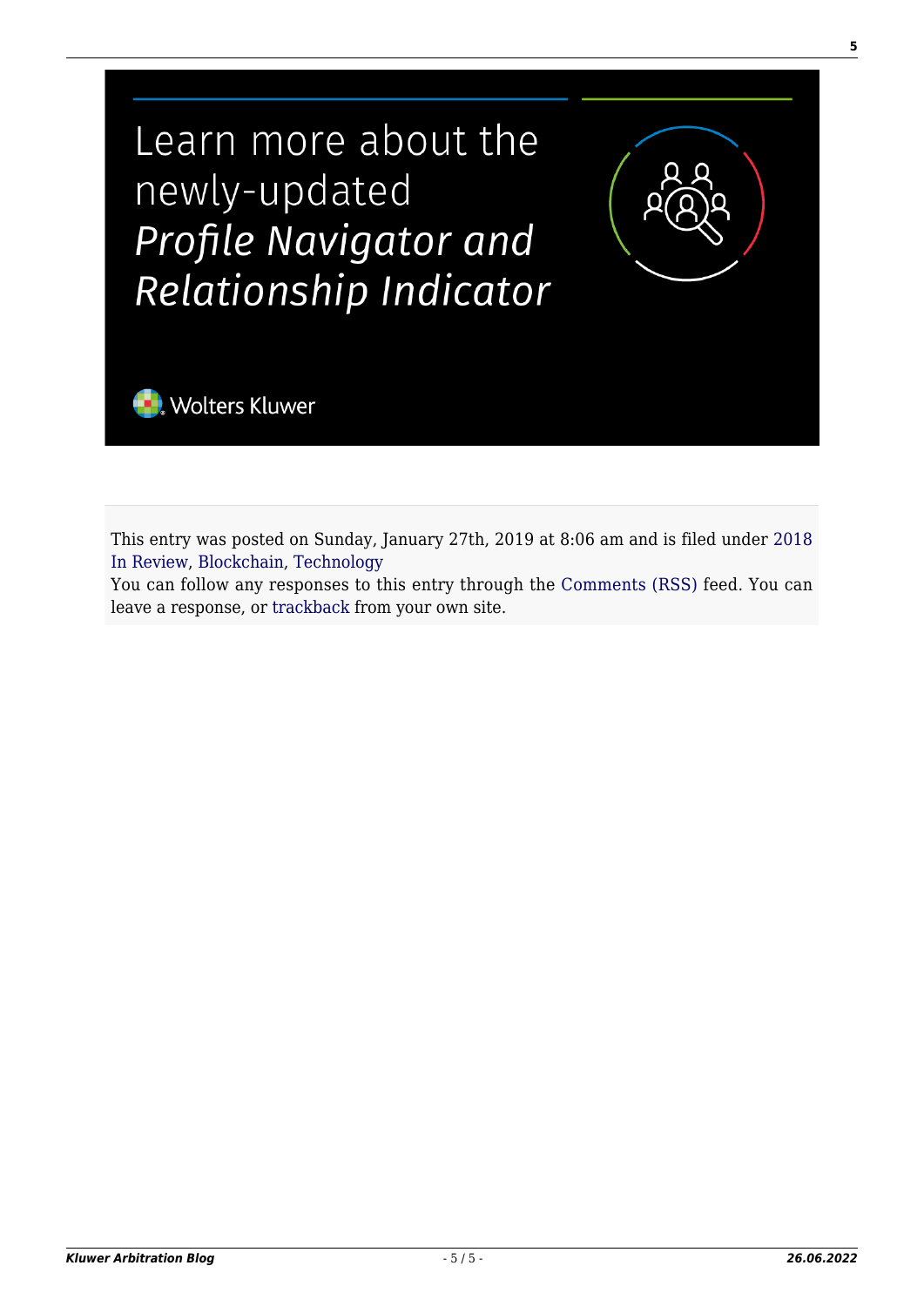Learn more about the newly-updated *Profile Navigator and Relationship Indicator*

Wolters Kluwer

This entry was posted on Sunday, January 27th, 2019 at 8:06 am and is filed under 2018 In Review, Blockchain, Technology
You can follow any responses to this entry through the Comments (RSS) feed. You can leave a response, or trackback from your own site.